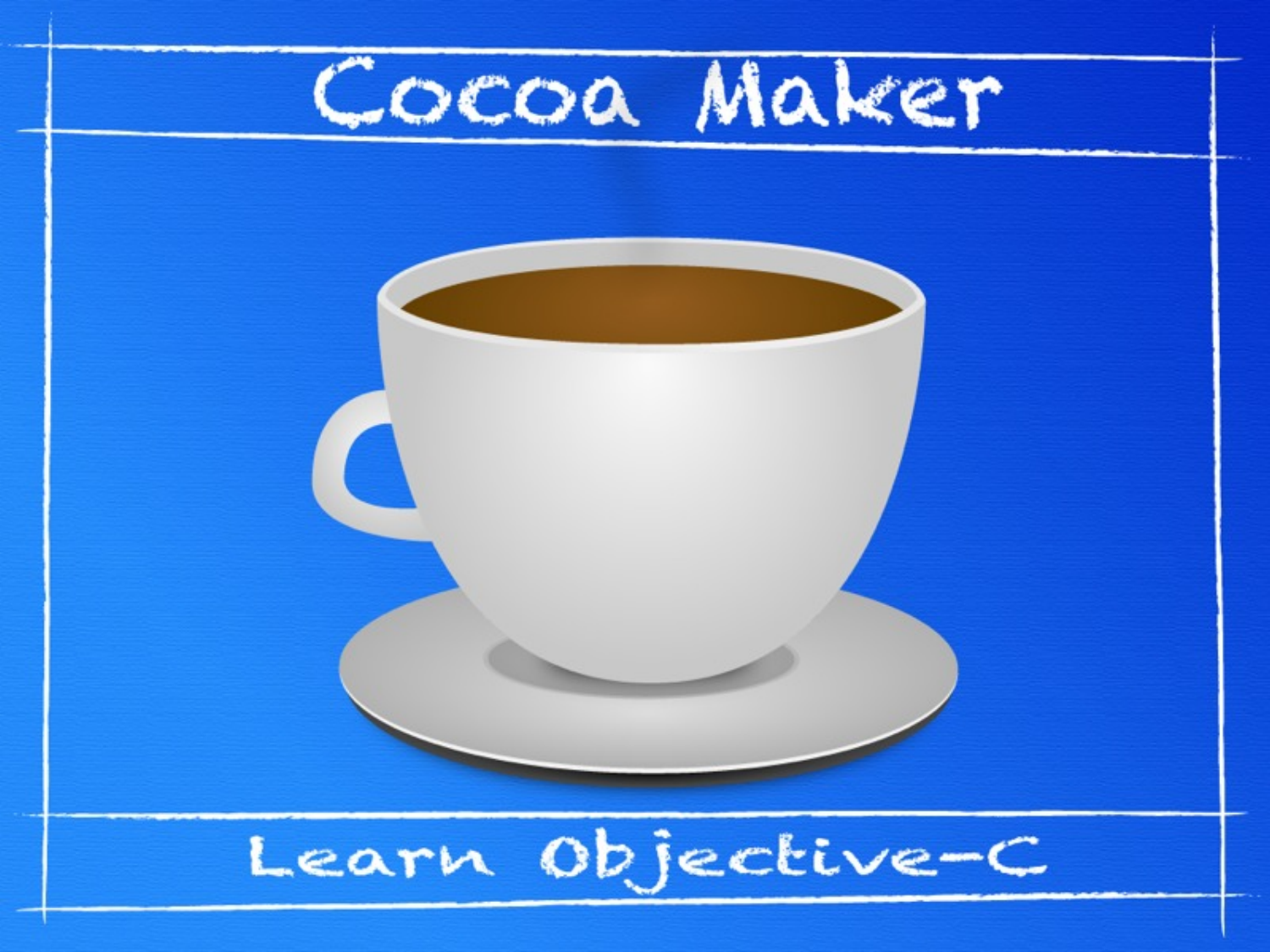# Cocoa Maker

Learn Objective-C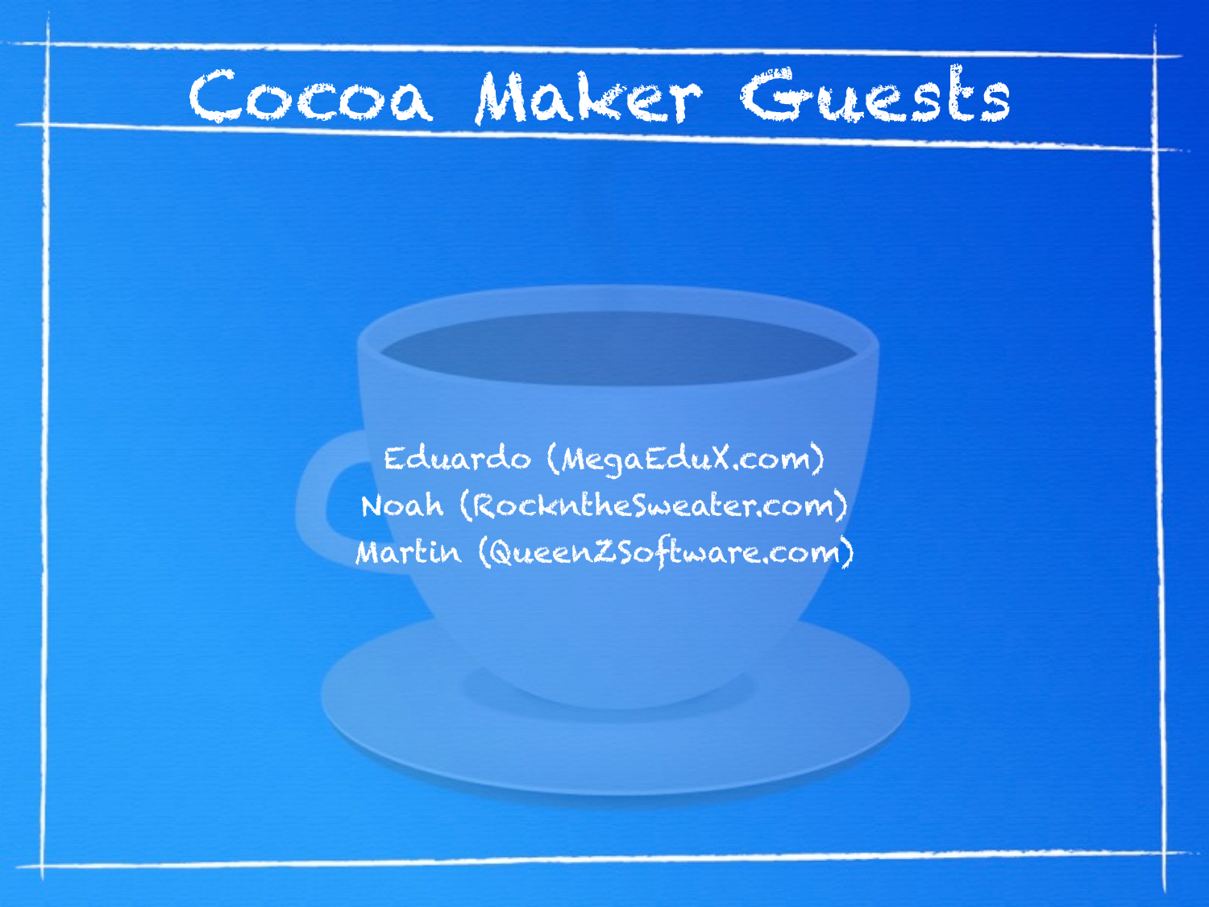# Cocoa Maker Guests

Eduardo (MegaEduX.com)
Noah (RockntheSweater.com)
Martin (QueenZSoftware.com)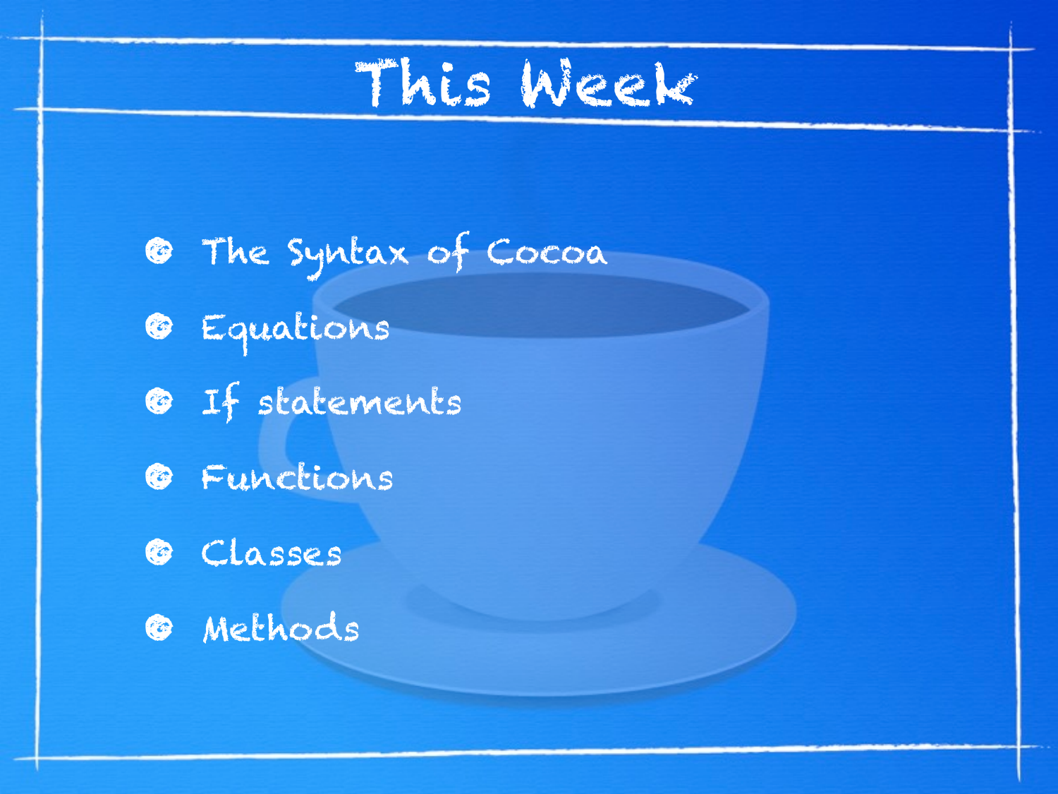# This Week

- The Syntax of Cocoa
- Equations
- If statements
- Functions
- Classes
- Methods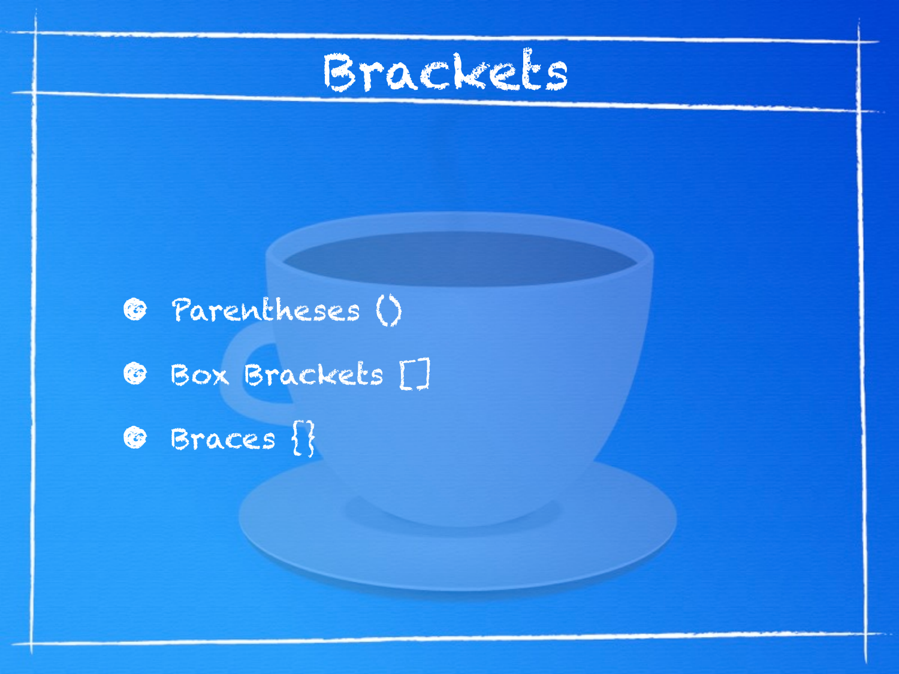# Brackets

- Parentheses ()
- Box Brackets []
- Braces {}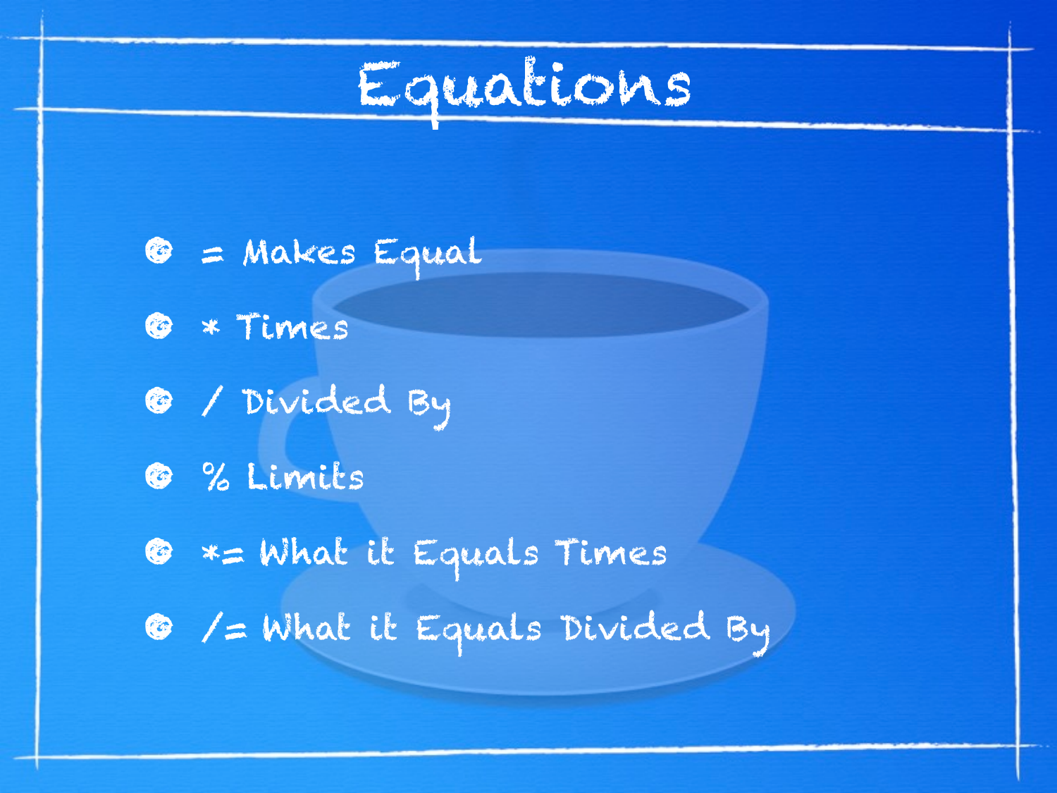# Equations

- = Makes Equal
- * Times
- / Divided By
- % Limits
- *= What it Equals Times
- /= What it Equals Divided By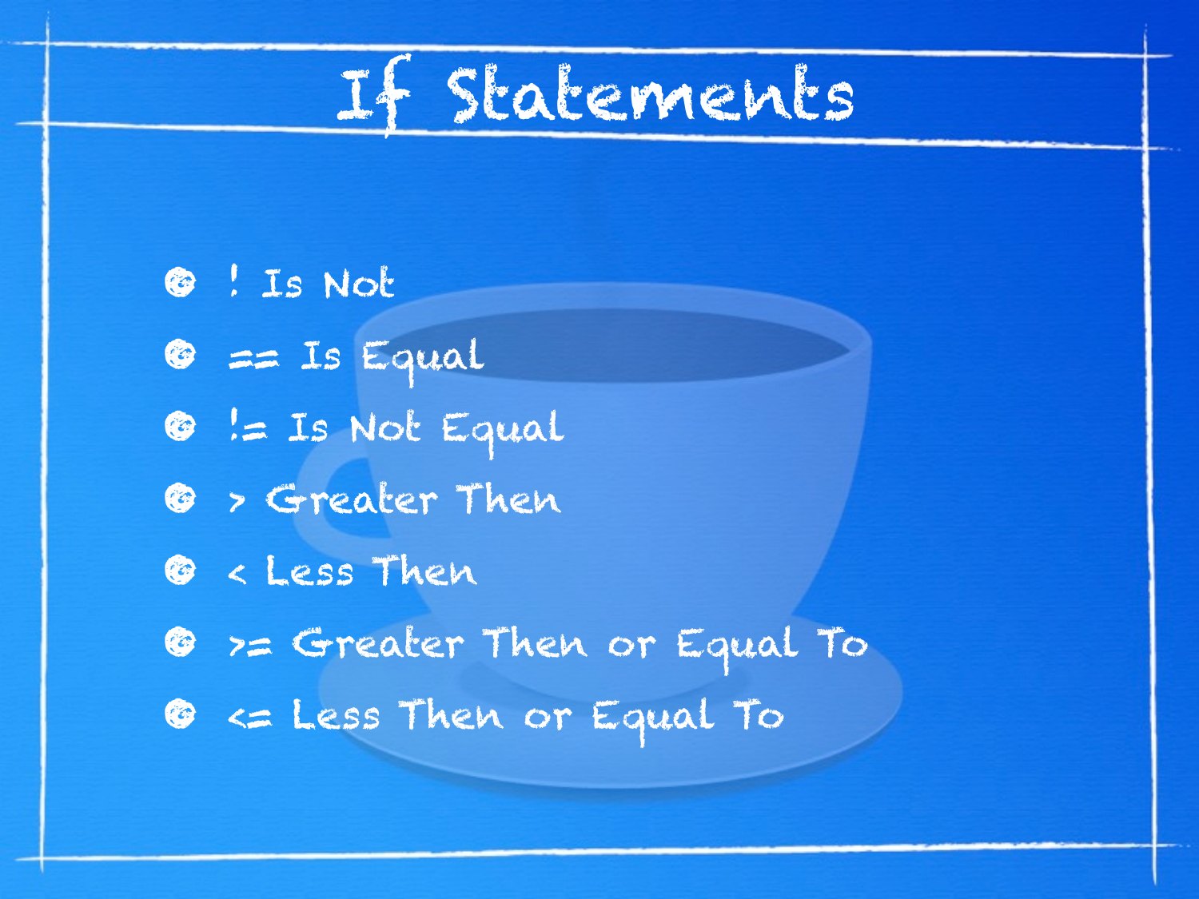# If Statements

- ! Is Not
- == Is Equal
- != Is Not Equal
- > Greater Then
- < Less Then
- >= Greater Then or Equal To
- <= Less Then or Equal To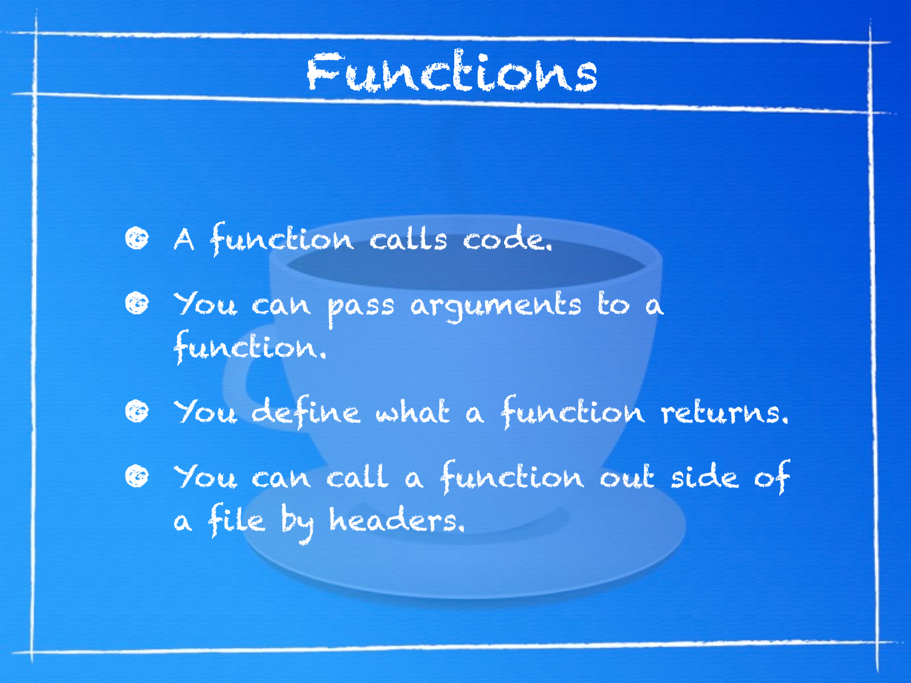# Functions

- A function calls code.
- You can pass arguments to a function.
- You define what a function returns.
- You can call a function out side of a file by headers.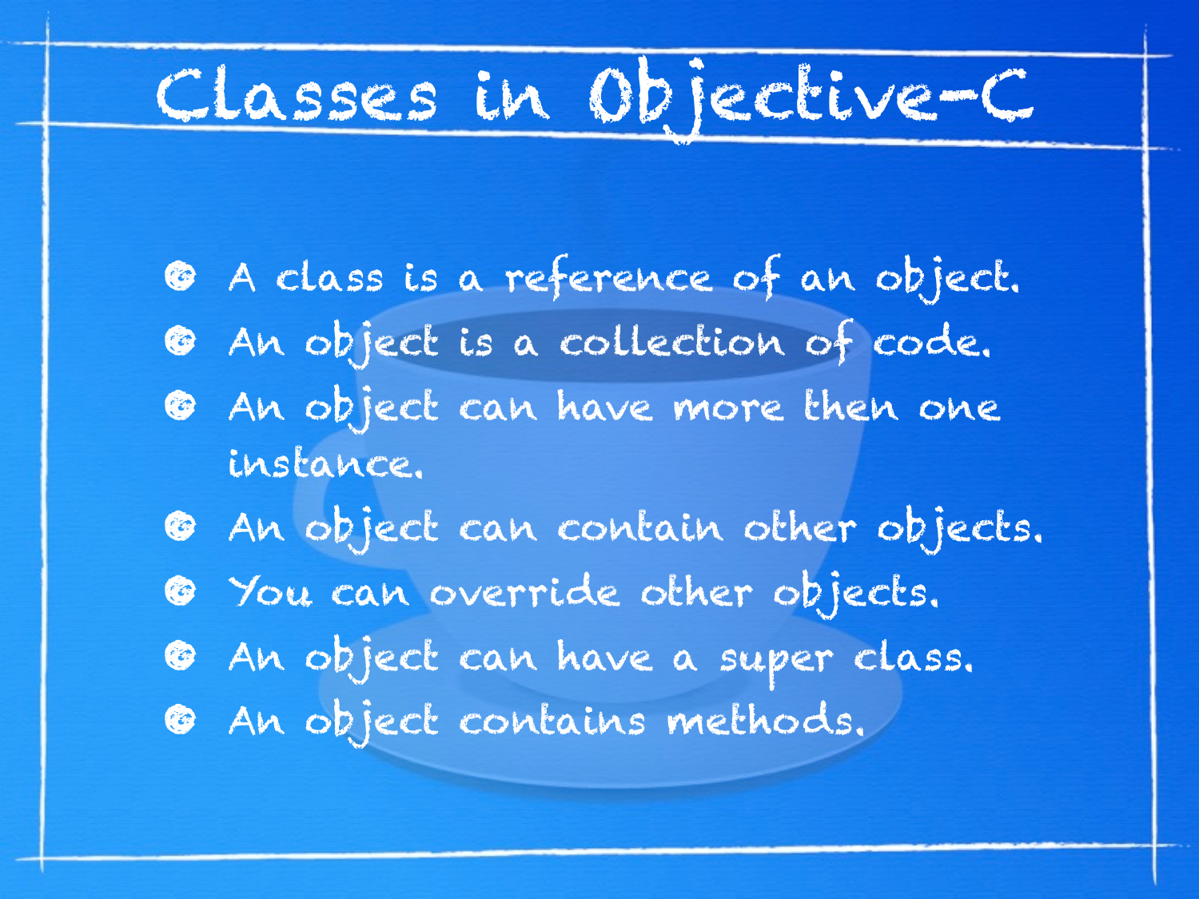# Classes in Objective-C

- A class is a reference of an object.
- An object is a collection of code.
- An object can have more then one instance.
- An object can contain other objects.
- You can override other objects.
- An object can have a super class.
- An object contains methods.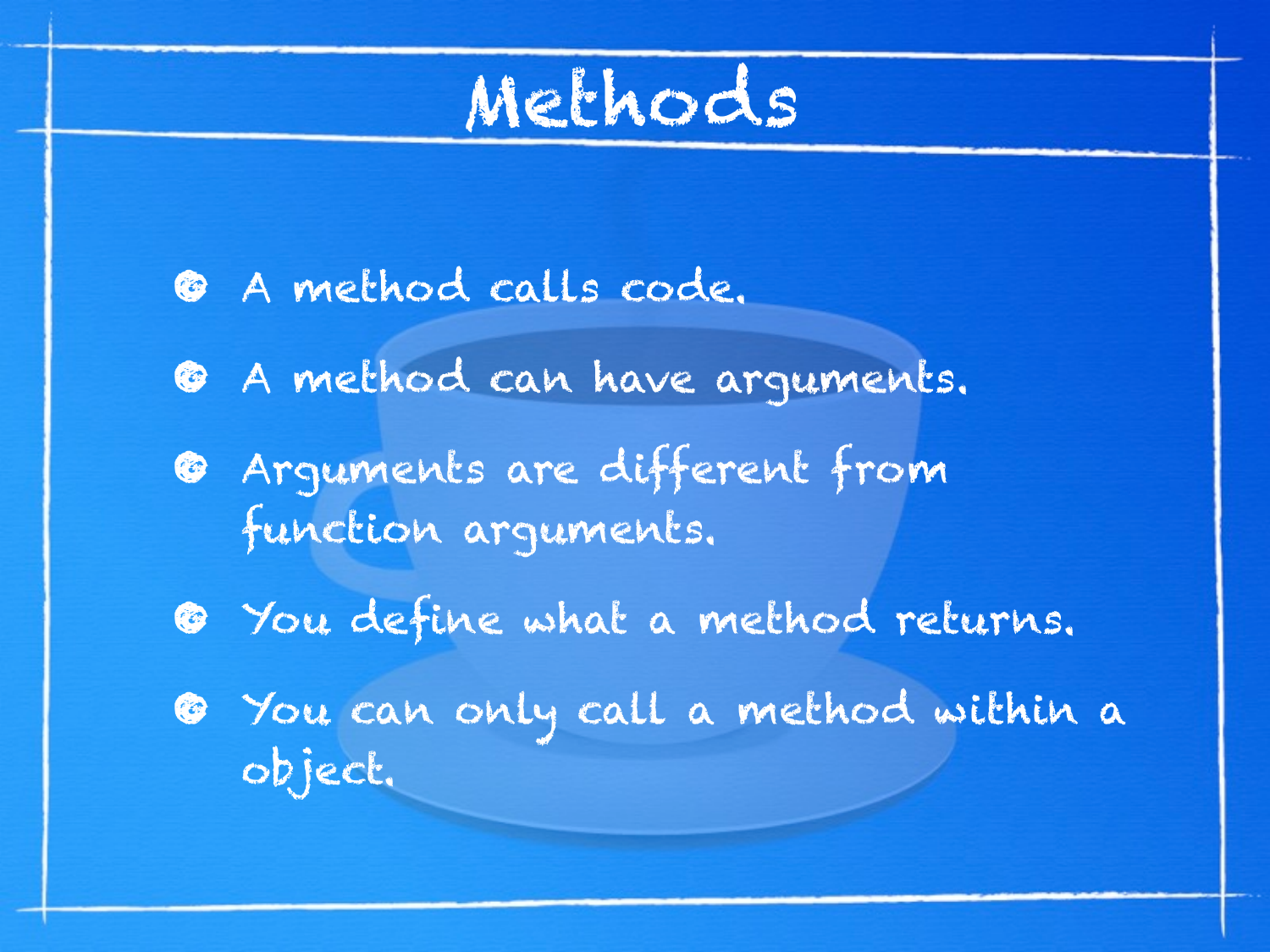# Methods

- A method calls code.
- A method can have arguments.
- Arguments are different from function arguments.
- You define what a method returns.
- You can only call a method within a object.